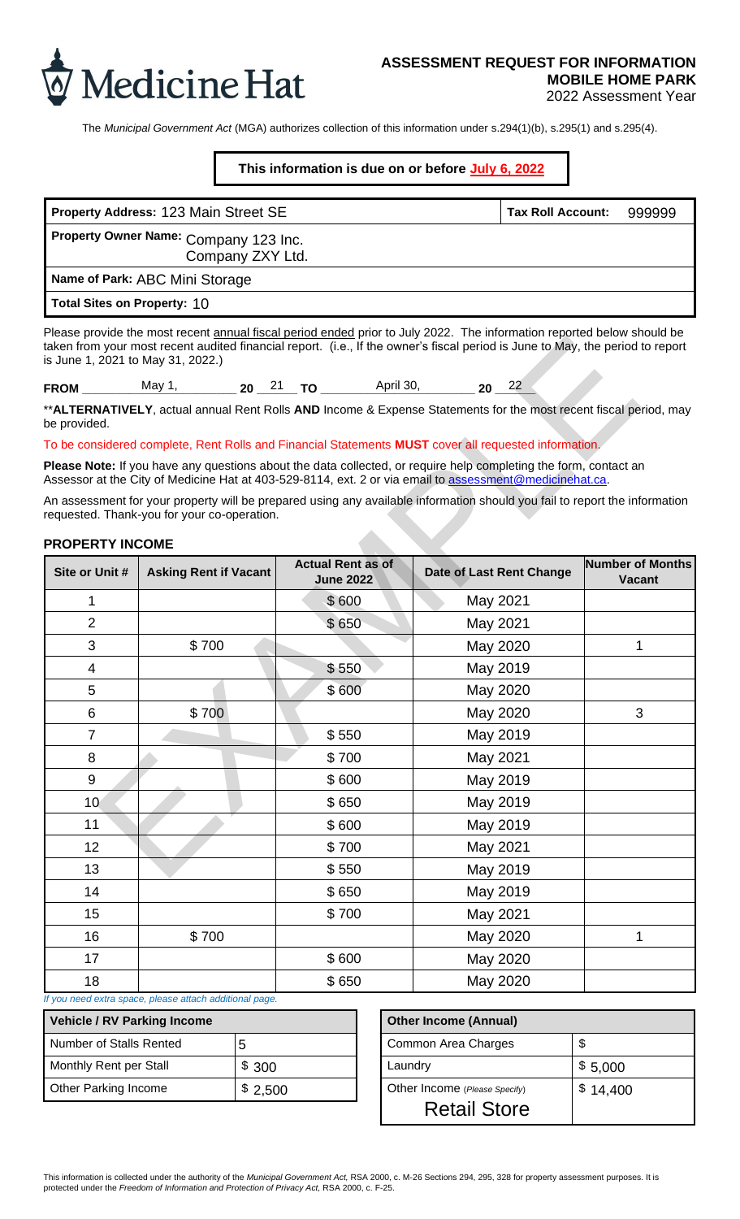Medicine Hat

# ASSESSMENT REQUEST FOR INFORMATION
## MOBILE HOME PARK
2022 Assessment Year

The *Municipal Government Act* (MGA) authorizes collection of this information under s.294(1)(b), s.295(1) and s.295(4).

**This information is due on or before July 6, 2022**

| **Property Address:** 123 Main Street SE | **Tax Roll Account:** 999999 |
|---|---|
| **Property Owner Name:** Company 123 Inc. Company ZXY Ltd. | |
| **Name of Park:** ABC Mini Storage | |
| **Total Sites on Property:** 10 | |

Please provide the most recent annual fiscal period ended prior to July 2022. The information reported below should be taken from your most recent audited financial report. (i.e., If the owner's fiscal period is June to May, the period to report is June 1, 2021 to May 31, 2022.)

**FROM** May 1, **20** 21 **TO** April 30, **20** 22

**ALTERNATIVELY**, actual annual Rent Rolls **AND** Income & Expense Statements for the most recent fiscal period, may be provided.

To be considered complete, Rent Rolls and Financial Statements **MUST** cover all requested information.

**Please Note:** If you have any questions about the data collected, or require help completing the form, contact an Assessor at the City of Medicine Hat at 403-529-8114, ext. 2 or via email to assessment@medicinehat.ca.

An assessment for your property will be prepared using any available information should you fail to report the information requested. Thank-you for your co-operation.

EXAMPLE

### PROPERTY INCOME

| Site or Unit # | Asking Rent if Vacant | Actual Rent as of June 2022 | Date of Last Rent Change | Number of Months Vacant |
|---|---|---|---|---|
| 1 | | $ 600 | May 2021 | |
| 2 | | $ 650 | May 2021 | |
| 3 | $ 700 | | May 2020 | 1 |
| 4 | | $ 550 | May 2019 | |
| 5 | | $ 600 | May 2020 | |
| 6 | $ 700 | | May 2020 | 3 |
| 7 | | $ 550 | May 2019 | |
| 8 | | $ 700 | May 2021 | |
| 9 | | $ 600 | May 2019 | |
| 10 | | $ 650 | May 2019 | |
| 11 | | $ 600 | May 2019 | |
| 12 | | $ 700 | May 2021 | |
| 13 | | $ 550 | May 2019 | |
| 14 | | $ 650 | May 2019 | |
| 15 | | $ 700 | May 2021 | |
| 16 | $ 700 | | May 2020 | 1 |
| 17 | | $ 600 | May 2020 | |
| 18 | | $ 650 | May 2020 | |

*If you need extra space, please attach additional page.*

| Vehicle / RV Parking Income | |
|---|---|
| Number of Stalls Rented | 5 |
| Monthly Rent per Stall | $ 300 |
| Other Parking Income | $ 2,500 |

| Other Income (Annual) | |
|---|---|
| Common Area Charges | $ |
| Laundry | $ 5,000 |
| Other Income *(Please Specify)* Retail Store | $ 14,400 |

This information is collected under the authority of the *Municipal Government Act,* RSA 2000, c. M-26 Sections 294, 295, 328 for property assessment purposes. It is protected under the *Freedom of Information and Protection of Privacy Act,* RSA 2000, c. F-25.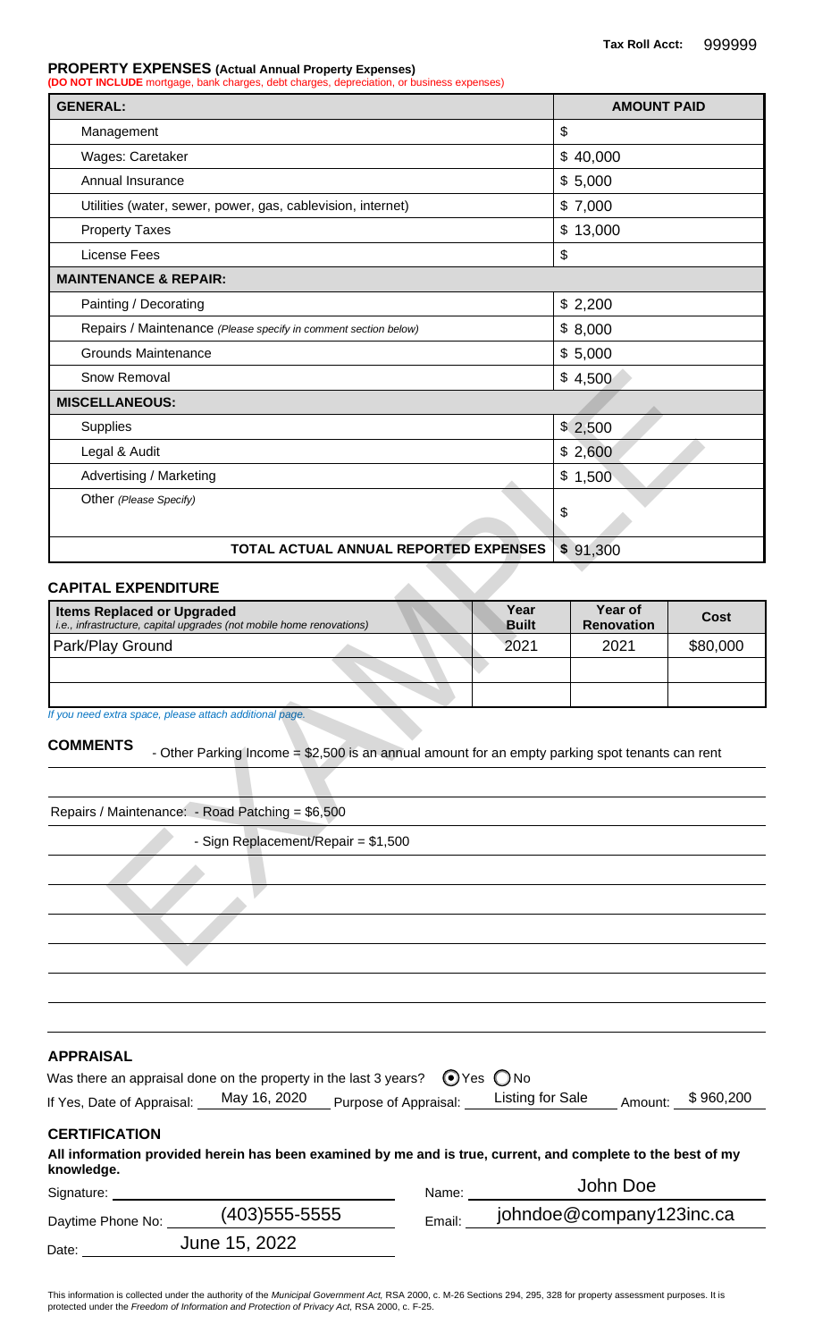Tax Roll Acct: 999999

## PROPERTY EXPENSES (Actual Annual Property Expenses)

**(DO NOT INCLUDE** mortgage, bank charges, debt charges, depreciation, or business expenses)

| GENERAL: | AMOUNT PAID |
|---|---|
| Management | $ |
| Wages: Caretaker | $ 40,000 |
| Annual Insurance | $ 5,000 |
| Utilities (water, sewer, power, gas, cablevision, internet) | $ 7,000 |
| Property Taxes | $ 13,000 |
| License Fees | $ |
| **MAINTENANCE & REPAIR:** | |
| Painting / Decorating | $ 2,200 |
| Repairs / Maintenance *(Please specify in comment section below)* | $ 8,000 |
| Grounds Maintenance | $ 5,000 |
| Snow Removal | $ 4,500 |
| **MISCELLANEOUS:** | |
| Supplies | $ 2,500 |
| Legal & Audit | $ 2,600 |
| Advertising / Marketing | $ 1,500 |
| Other *(Please Specify)* | $ |
| **TOTAL ACTUAL ANNUAL REPORTED EXPENSES** | $ 91,300 |

## CAPITAL EXPENDITURE

| Items Replaced or Upgraded<br>*i.e., infrastructure, capital upgrades (not mobile home renovations)* | Year Built | Year of Renovation | Cost |
|---|---|---|---|
| Park/Play Ground | 2021 | 2021 | $80,000 |
| | | | |
| | | | |

*If you need extra space, please attach additional page.*

## COMMENTS

- Other Parking Income = $2,500 is an annual amount for an empty parking spot tenants can rent

Repairs / Maintenance: - Road Patching = $6,500

- Sign Replacement/Repair = $1,500

## APPRAISAL

Was there an appraisal done on the property in the last 3 years? (●) Yes ( ) No

If Yes, Date of Appraisal: May 16, 2020 Purpose of Appraisal: Listing for Sale Amount: $ 960,200

## CERTIFICATION

**All information provided herein has been examined by me and is true, current, and complete to the best of my knowledge.**

Signature: ______________ Name: John Doe

Daytime Phone No: (403)555-5555 Email: johndoe@company123inc.ca

Date: June 15, 2022

This information is collected under the authority of the *Municipal Government Act,* RSA 2000, c. M-26 Sections 294, 295, 328 for property assessment purposes. It is protected under the *Freedom of Information and Protection of Privacy Act,* RSA 2000, c. F-25.